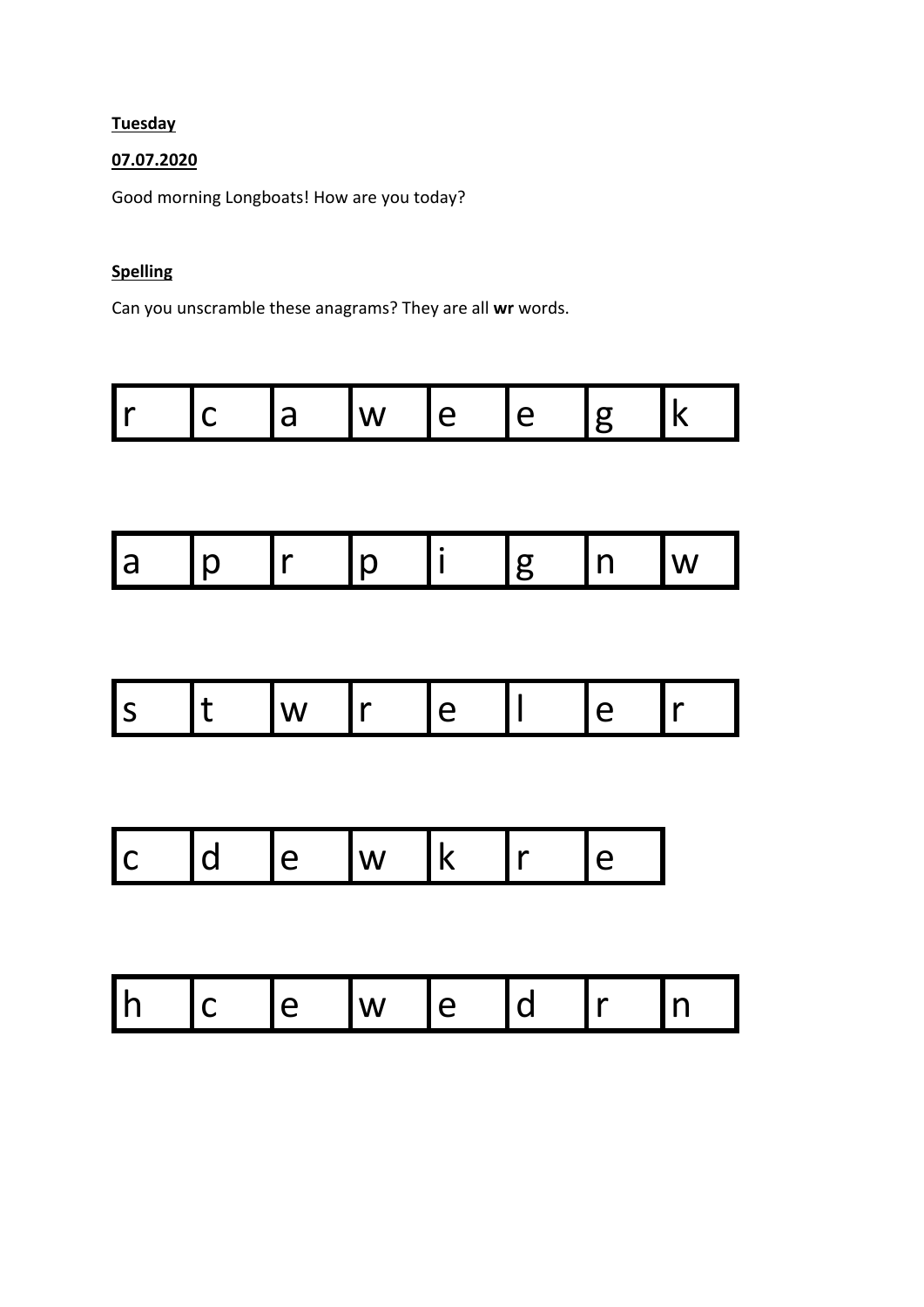**Tuesday**

**07.07.2020**

Good morning Longboats! How are you today?

**Spelling**

Can you unscramble these anagrams? They are all **wr** words.

| r | c | a | w | e | e | g | k |
|---|---|---|---|---|---|---|---|

| a | p | r | p | i | g | n | w |
|---|---|---|---|---|---|---|---|

| s | t | w | r | e | l | e | r |
|---|---|---|---|---|---|---|---|

| c | d | e | w | k | r | e |
|---|---|---|---|---|---|---|

| h | c | e | w | e | d | r | n |
|---|---|---|---|---|---|---|---|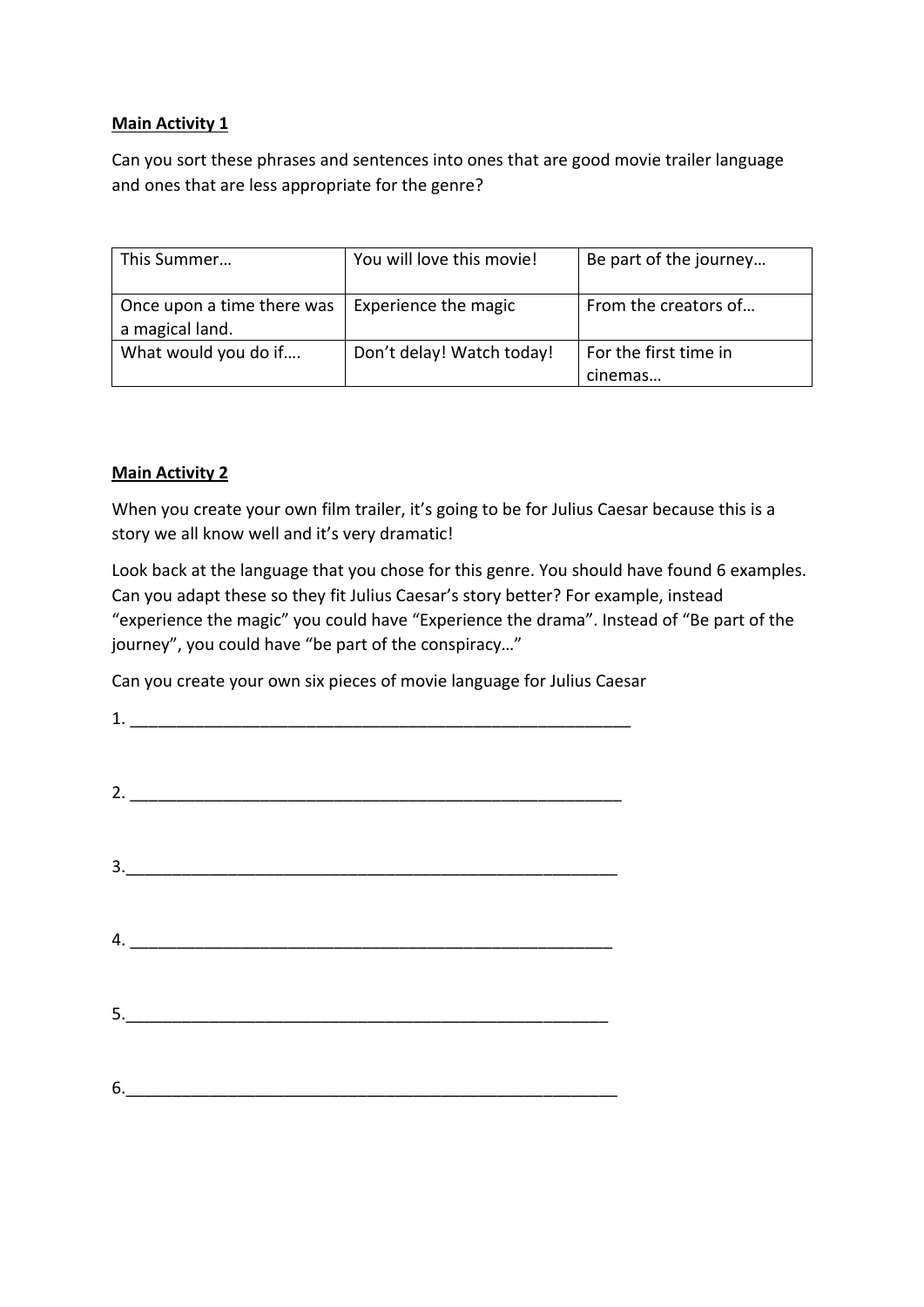**Main Activity 1**

Can you sort these phrases and sentences into ones that are good movie trailer language and ones that are less appropriate for the genre?

| | | |
|---|---|---|
| This Summer… | You will love this movie! | Be part of the journey… |
| Once upon a time there was a magical land. | Experience the magic | From the creators of… |
| What would you do if…. | Don't delay! Watch today! | For the first time in cinemas… |

**Main Activity 2**

When you create your own film trailer, it's going to be for Julius Caesar because this is a story we all know well and it's very dramatic!

Look back at the language that you chose for this genre. You should have found 6 examples. Can you adapt these so they fit Julius Caesar's story better? For example, instead "experience the magic" you could have "Experience the drama". Instead of "Be part of the journey", you could have "be part of the conspiracy…"

Can you create your own six pieces of movie language for Julius Caesar

1. ______________________________________________________

2. ______________________________________________________

3. ______________________________________________________

4. ______________________________________________________

5. ______________________________________________________

6. ______________________________________________________